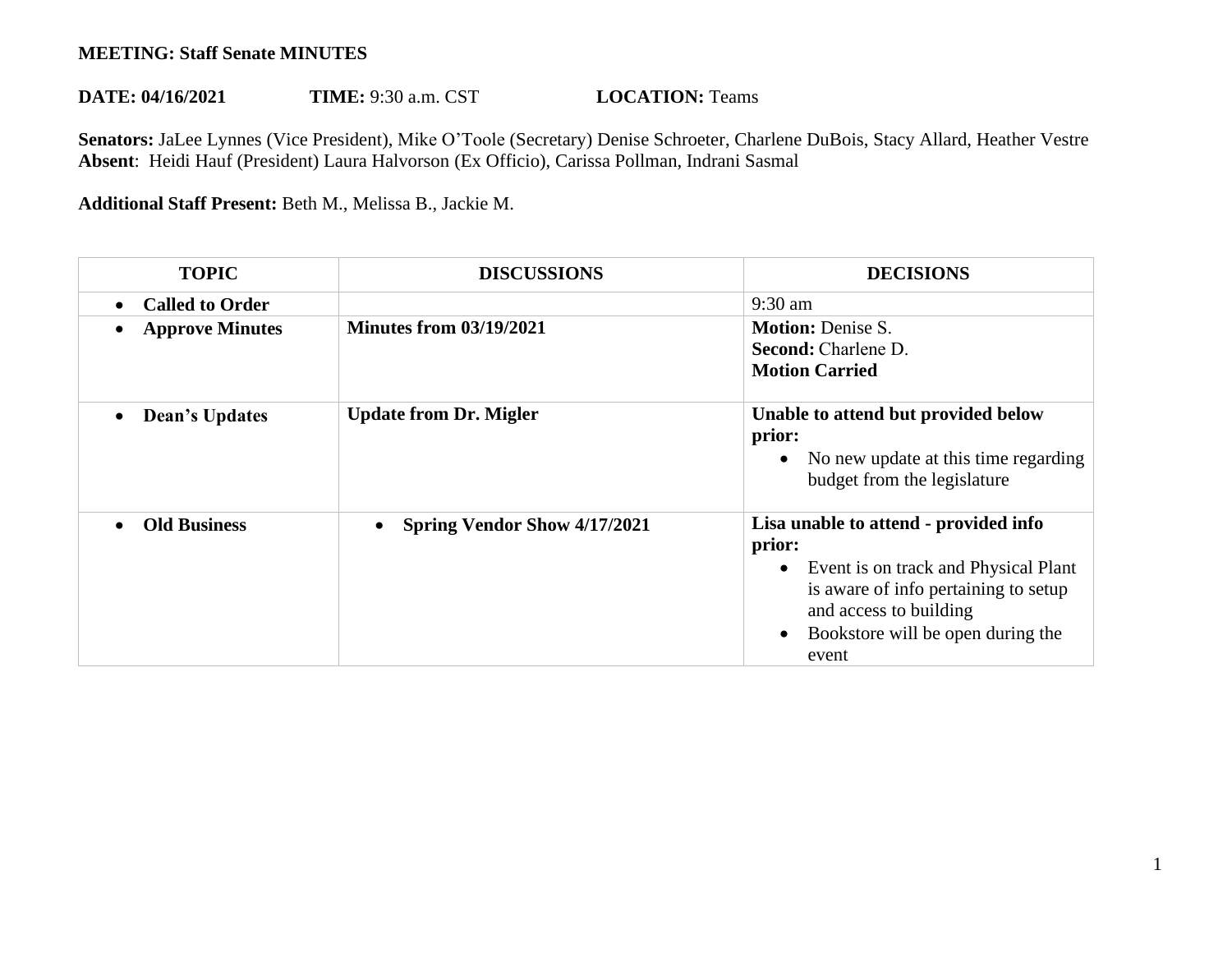**MEETING: Staff Senate MINUTES**

**DATE: 04/16/2021** **TIME:** 9:30 a.m. CST **LOCATION:** Teams

**Senators:** JaLee Lynnes (Vice President), Mike O'Toole (Secretary) Denise Schroeter, Charlene DuBois, Stacy Allard, Heather Vestre
**Absent**: Heidi Hauf (President) Laura Halvorson (Ex Officio), Carissa Pollman, Indrani Sasmal

**Additional Staff Present:** Beth M., Melissa B., Jackie M.

| TOPIC | DISCUSSIONS | DECISIONS |
|---|---|---|
| • **Called to Order** | | 9:30 am |
| • **Approve Minutes** | **Minutes from 03/19/2021** | **Motion:** Denise S.<br>**Second:** Charlene D.<br>**Motion Carried** |
| • **Dean's Updates** | **Update from Dr. Migler** | **Unable to attend but provided below prior:**<br>• No new update at this time regarding budget from the legislature |
| • **Old Business** | • **Spring Vendor Show 4/17/2021** | **Lisa unable to attend - provided info prior:**<br>• Event is on track and Physical Plant is aware of info pertaining to setup and access to building<br>• Bookstore will be open during the event |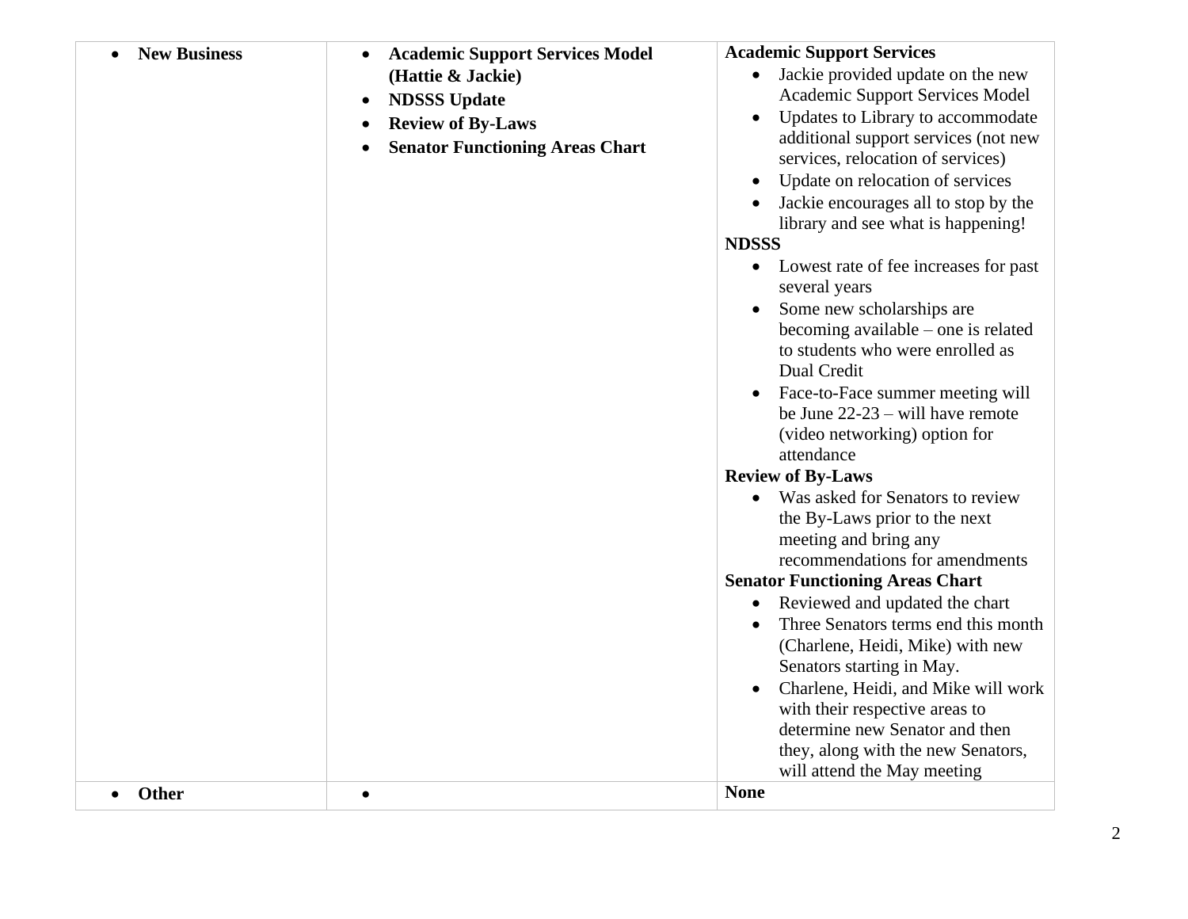| | | |
|---|---|---|
| • **New Business** | • **Academic Support Services Model (Hattie & Jackie)**<br>• **NDSSS Update**<br>• **Review of By-Laws**<br>• **Senator Functioning Areas Chart** | **Academic Support Services**<br>• Jackie provided update on the new Academic Support Services Model<br>• Updates to Library to accommodate additional support services (not new services, relocation of services)<br>• Update on relocation of services<br>• Jackie encourages all to stop by the library and see what is happening!<br>**NDSSS**<br>• Lowest rate of fee increases for past several years<br>• Some new scholarships are becoming available – one is related to students who were enrolled as Dual Credit<br>• Face-to-Face summer meeting will be June 22-23 – will have remote (video networking) option for attendance<br>**Review of By-Laws**<br>• Was asked for Senators to review the By-Laws prior to the next meeting and bring any recommendations for amendments<br>**Senator Functioning Areas Chart**<br>• Reviewed and updated the chart<br>• Three Senators terms end this month (Charlene, Heidi, Mike) with new Senators starting in May.<br>• Charlene, Heidi, and Mike will work with their respective areas to determine new Senator and then they, along with the new Senators, will attend the May meeting |
| • **Other** | • | **None** |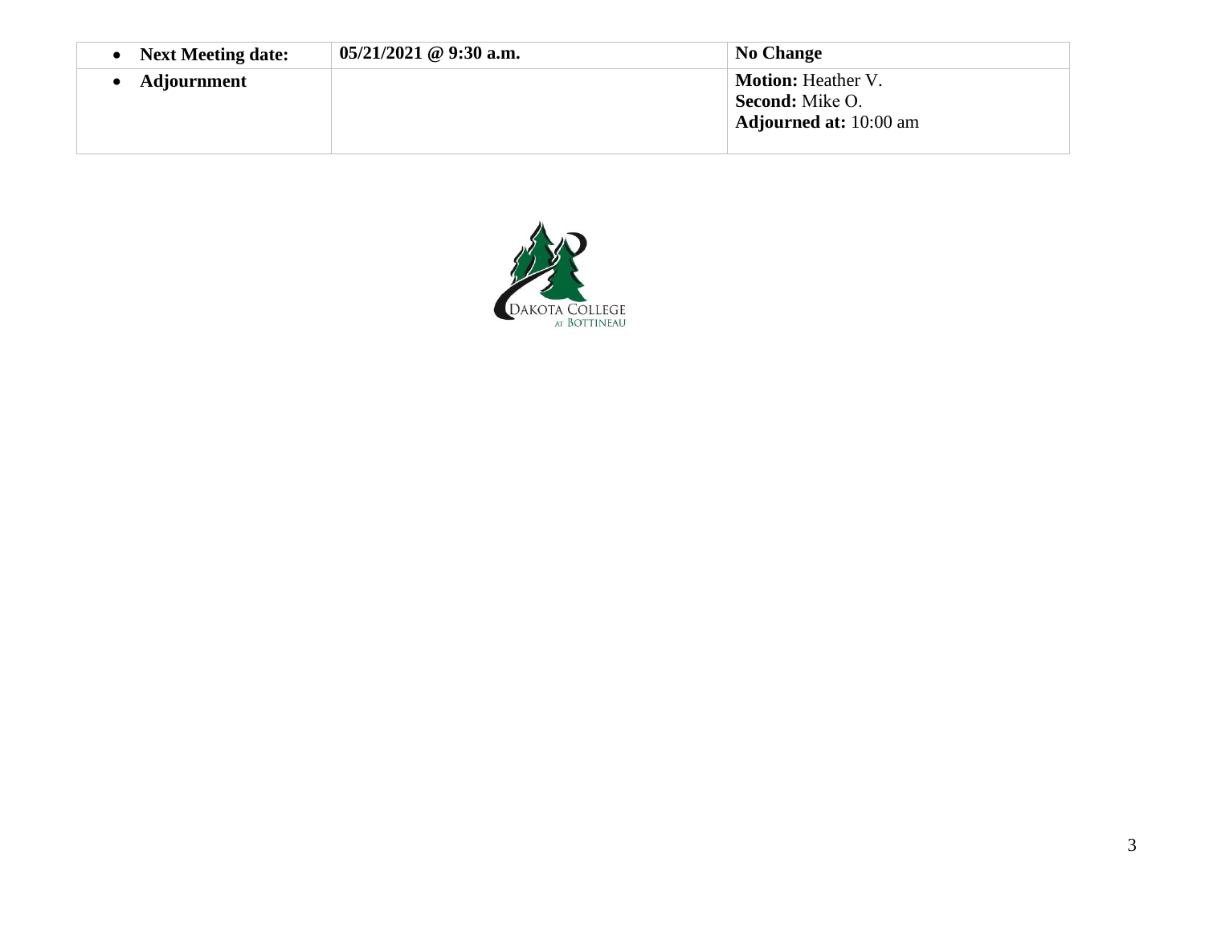| | | |
|---|---|---|
| • **Next Meeting date:** | **05/21/2021 @ 9:30 a.m.** | **No Change** |
| • **Adjournment** | | **Motion:** Heather V.<br>**Second:** Mike O.<br>**Adjourned at:** 10:00 am |

DAKOTA COLLEGE AT BOTTINEAU